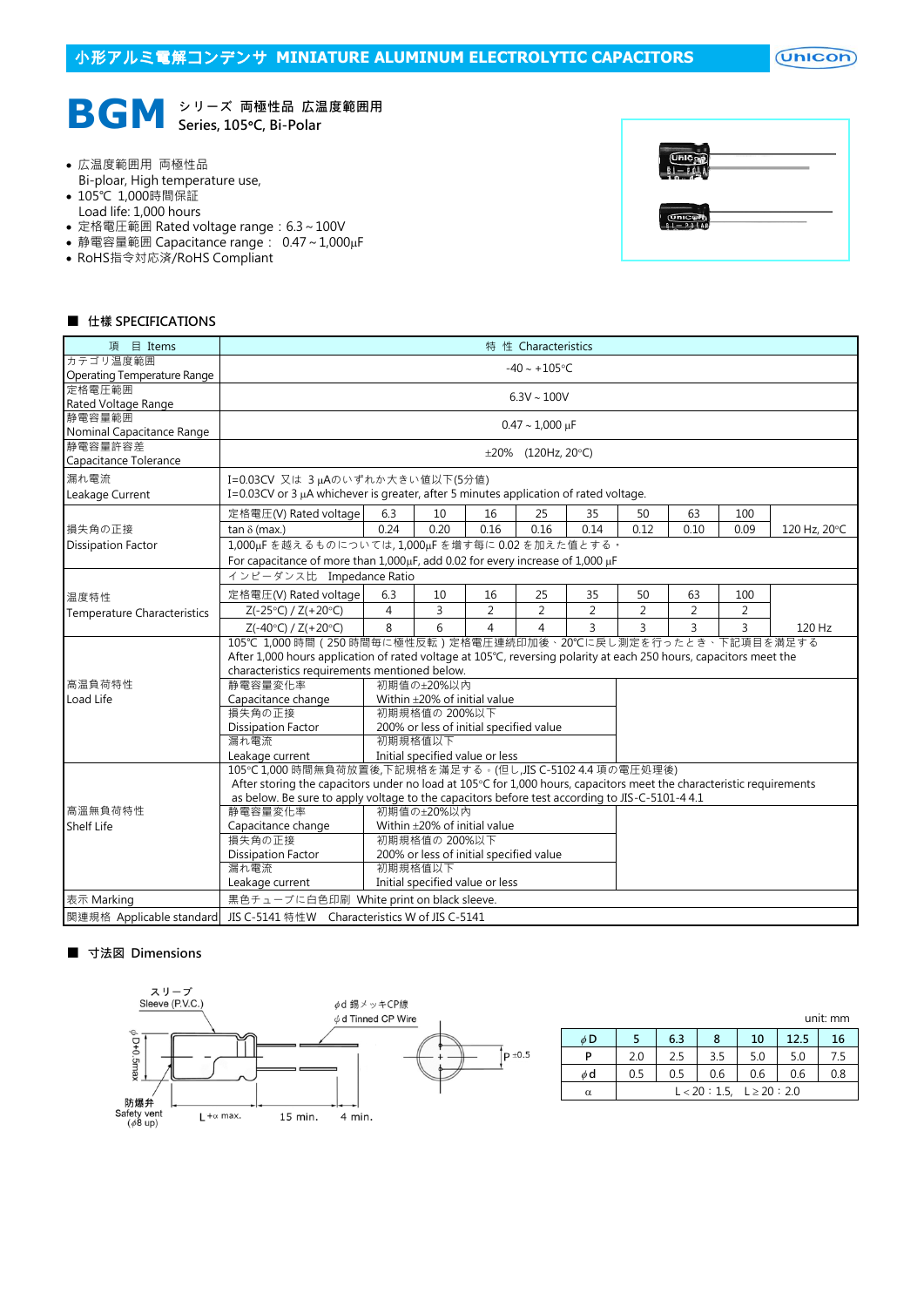# 小形アルミ電解コンデンサ MINIATURE ALUMINUM ELECTROLYTIC CAPACITORS

## BGM シリーズ 両極性品 広温度範囲用
**Series, 105°C, Bi-Polar**

- 広温度範囲用 両極性品
  Bi-ploar, High temperature use,
- 105℃ 1,000時間保証
  Load life: 1,000 hours
- 定格電圧範囲 Rated voltage range：6.3 ~ 100V
- 静電容量範囲 Capacitance range： 0.47 ~ 1,000μF
- RoHS指令対応済/RoHS Compliant

### ■ 仕様 SPECIFICATIONS

| 項 目 Items | 特 性 Characteristics | | | | | | | | | |
|---|---|---|---|---|---|---|---|---|---|---|
| カテゴリ温度範囲 Operating Temperature Range | -40 ~ +105°C | | | | | | | | | |
| 定格電圧範囲 Rated Voltage Range | 6.3V ~ 100V | | | | | | | | | |
| 静電容量範囲 Nominal Capacitance Range | 0.47 ~ 1,000 μF | | | | | | | | | |
| 静電容量許容差 Capacitance Tolerance | ±20% (120Hz, 20°C) | | | | | | | | | |
| 漏れ電流 Leakage Current | I=0.03CV 又は 3 μAのいずれか大きい値以下(5分値) I=0.03CV or 3 μA whichever is greater, after 5 minutes application of rated voltage. | | | | | | | | | |
| 損失角の正接 Dissipation Factor | 定格電圧(V) Rated voltage | 6.3 | 10 | 16 | 25 | 35 | 50 | 63 | 100 | |
| | tan δ (max.) | 0.24 | 0.20 | 0.16 | 0.16 | 0.14 | 0.12 | 0.10 | 0.09 | 120 Hz, 20°C |
| | 1,000μF を越えるものについては, 1,000μF を増す毎に 0.02 を加えた値とする。 For capacitance of more than 1,000μF, add 0.02 for every increase of 1,000 μF | | | | | | | | | |
| 温度特性 Temperature Characteristics | インピーダンス比 Impedance Ratio | | | | | | | | | |
| | 定格電圧(V) Rated voltage | 6.3 | 10 | 16 | 25 | 35 | 50 | 63 | 100 | |
| | Z(-25°C) / Z(+20°C) | 4 | 3 | 2 | 2 | 2 | 2 | 2 | 2 | |
| | Z(-40°C) / Z(+20°C) | 8 | 6 | 4 | 4 | 3 | 3 | 3 | 3 | 120 Hz |
| 高温負荷特性 Load Life | 105℃ 1,000 時間（250 時間毎に極性反転）定格電圧連続印加後、20℃に戻し測定を行ったとき、下記項目を満足する After 1,000 hours application of rated voltage at 105°C, reversing polarity at each 250 hours, capacitors meet the characteristics requirements mentioned below. | | | | | | | | | |
| | 静電容量変化率 Capacitance change | 初期値の±20%以内 Within ±20% of initial value | | | | | | | | |
| | 損失角の正接 Dissipation Factor | 初期規格値の 200%以下 200% or less of initial specified value | | | | | | | | |
| | 漏れ電流 Leakage current | 初期規格値以下 Initial specified value or less | | | | | | | | |
| 高温無負荷特性 Shelf Life | 105°C 1,000 時間無負荷放置後,下記規格を満足する。(但し,JIS C-5102 4.4 項の電圧処理後) After storing the capacitors under no load at 105°C for 1,000 hours, capacitors meet the characteristic requirements as below. Be sure to apply voltage to the capacitors before test according to JIS-C-5101-4 4.1 | | | | | | | | | |
| | 静電容量変化率 Capacitance change | 初期値の±20%以内 Within ±20% of initial value | | | | | | | | |
| | 損失角の正接 Dissipation Factor | 初期規格値の 200%以下 200% or less of initial specified value | | | | | | | | |
| | 漏れ電流 Leakage current | 初期規格値以下 Initial specified value or less | | | | | | | | |
| 表示 Marking | 黒色チューブに白色印刷 White print on black sleeve. | | | | | | | | | |
| 関連規格 Applicable standard | JIS C-5141 特性W Characteristics W of JIS C-5141 | | | | | | | | | |

### ■ 寸法図 Dimensions

スリーブ Sleeve (P.V.C.)
φd 錫メッキCP線 φd Tinned CP Wire
φD+0.5max
防爆弁 Safety vent (φ8 up)
L+α max. 15 min. 4 min.
P ±0.5

unit: mm

| φD | 5 | 6.3 | 8 | 10 | 12.5 | 16 |
|---|---|---|---|---|---|---|
| P | 2.0 | 2.5 | 3.5 | 5.0 | 5.0 | 7.5 |
| φd | 0.5 | 0.5 | 0.6 | 0.6 | 0.6 | 0.8 |
| α | L < 20：1.5, L ≥ 20：2.0 | | | | | |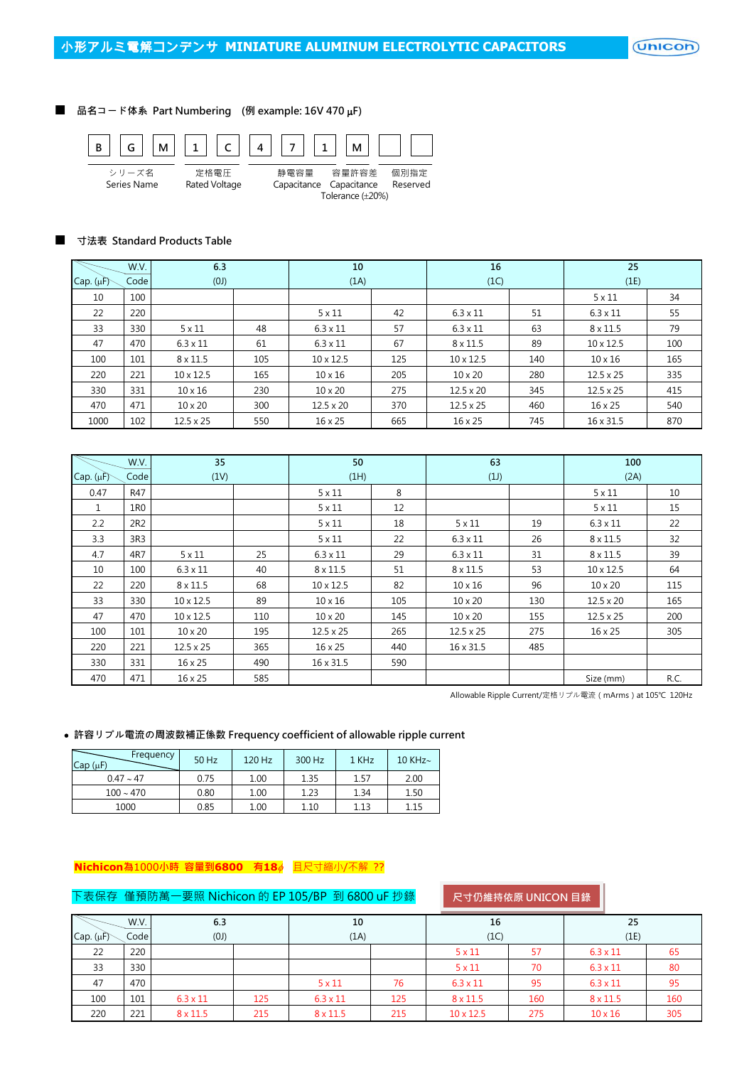# 小形アルミ電解コンデンサ MINIATURE ALUMINUM ELECTROLYTIC CAPACITORS

## ■ 品名コード体系 Part Numbering (例 example: 16V 470 μF)

| B | G | M | 1 | C | 4 | 7 | 1 | M | | |
|---|---|---|---|---|---|---|---|---|---|---|

- B G M: シリーズ名 Series Name
- 1 C: 定格電圧 Rated Voltage
- 4 7 1: 静電容量 Capacitance
- M: 容量許容差 Capacitance Tolerance (±20%)
- (blank boxes): 個別指定 Reserved

## ■ 寸法表 Standard Products Table

| Cap. (μF) | W.V. Code | 6.3 (0J) | | 10 (1A) | | 16 (1C) | | 25 (1E) | |
|---|---|---|---|---|---|---|---|---|---|
| 10 | 100 | | | | | | | 5 x 11 | 34 |
| 22 | 220 | | | 5 x 11 | 42 | 6.3 x 11 | 51 | 6.3 x 11 | 55 |
| 33 | 330 | 5 x 11 | 48 | 6.3 x 11 | 57 | 6.3 x 11 | 63 | 8 x 11.5 | 79 |
| 47 | 470 | 6.3 x 11 | 61 | 6.3 x 11 | 67 | 8 x 11.5 | 89 | 10 x 12.5 | 100 |
| 100 | 101 | 8 x 11.5 | 105 | 10 x 12.5 | 125 | 10 x 12.5 | 140 | 10 x 16 | 165 |
| 220 | 221 | 10 x 12.5 | 165 | 10 x 16 | 205 | 10 x 20 | 280 | 12.5 x 25 | 335 |
| 330 | 331 | 10 x 16 | 230 | 10 x 20 | 275 | 12.5 x 20 | 345 | 12.5 x 25 | 415 |
| 470 | 471 | 10 x 20 | 300 | 12.5 x 20 | 370 | 12.5 x 25 | 460 | 16 x 25 | 540 |
| 1000 | 102 | 12.5 x 25 | 550 | 16 x 25 | 665 | 16 x 25 | 745 | 16 x 31.5 | 870 |

| Cap. (μF) | W.V. Code | 35 (1V) | | 50 (1H) | | 63 (1J) | | 100 (2A) | |
|---|---|---|---|---|---|---|---|---|---|
| 0.47 | R47 | | | 5 x 11 | 8 | | | 5 x 11 | 10 |
| 1 | 1R0 | | | 5 x 11 | 12 | | | 5 x 11 | 15 |
| 2.2 | 2R2 | | | 5 x 11 | 18 | 5 x 11 | 19 | 6.3 x 11 | 22 |
| 3.3 | 3R3 | | | 5 x 11 | 22 | 6.3 x 11 | 26 | 8 x 11.5 | 32 |
| 4.7 | 4R7 | 5 x 11 | 25 | 6.3 x 11 | 29 | 6.3 x 11 | 31 | 8 x 11.5 | 39 |
| 10 | 100 | 6.3 x 11 | 40 | 8 x 11.5 | 51 | 8 x 11.5 | 53 | 10 x 12.5 | 64 |
| 22 | 220 | 8 x 11.5 | 68 | 10 x 12.5 | 82 | 10 x 16 | 96 | 10 x 20 | 115 |
| 33 | 330 | 10 x 12.5 | 89 | 10 x 16 | 105 | 10 x 20 | 130 | 12.5 x 20 | 165 |
| 47 | 470 | 10 x 12.5 | 110 | 10 x 20 | 145 | 10 x 20 | 155 | 12.5 x 25 | 200 |
| 100 | 101 | 10 x 20 | 195 | 12.5 x 25 | 265 | 12.5 x 25 | 275 | 16 x 25 | 305 |
| 220 | 221 | 12.5 x 25 | 365 | 16 x 25 | 440 | 16 x 31.5 | 485 | | |
| 330 | 331 | 16 x 25 | 490 | 16 x 31.5 | 590 | | | | |
| 470 | 471 | 16 x 25 | 585 | | | | | Size (mm) | R.C. |

Allowable Ripple Current/定格リプル電流 ( mArms ) at 105℃ 120Hz

• 許容リプル電流の周波数補正係数 Frequency coefficient of allowable ripple current

| Cap (μF) \ Frequency | 50 Hz | 120 Hz | 300 Hz | 1 KHz | 10 KHz~ |
|---|---|---|---|---|---|
| 0.47 ~ 47 | 0.75 | 1.00 | 1.35 | 1.57 | 2.00 |
| 100 ~ 470 | 0.80 | 1.00 | 1.23 | 1.34 | 1.50 |
| 1000 | 0.85 | 1.00 | 1.10 | 1.13 | 1.15 |

**Nichicon為1000小時 容量到6800 有18**$\phi$ 且尺寸縮小/不解 ??

下表保存 僅預防萬一要照 Nichicon 的 EP 105/BP 到 6800 uF 抄錄

尺寸仍維持依原 UNICON 目錄

| Cap. (μF) | W.V. Code | 6.3 (0J) | | 10 (1A) | | 16 (1C) | | 25 (1E) | |
|---|---|---|---|---|---|---|---|---|---|
| 22 | 220 | | | | | 5 x 11 | 57 | 6.3 x 11 | 65 |
| 33 | 330 | | | | | 5 x 11 | 70 | 6.3 x 11 | 80 |
| 47 | 470 | | | 5 x 11 | 76 | 6.3 x 11 | 95 | 6.3 x 11 | 95 |
| 100 | 101 | 6.3 x 11 | 125 | 6.3 x 11 | 125 | 8 x 11.5 | 160 | 8 x 11.5 | 160 |
| 220 | 221 | 8 x 11.5 | 215 | 8 x 11.5 | 215 | 10 x 12.5 | 275 | 10 x 16 | 305 |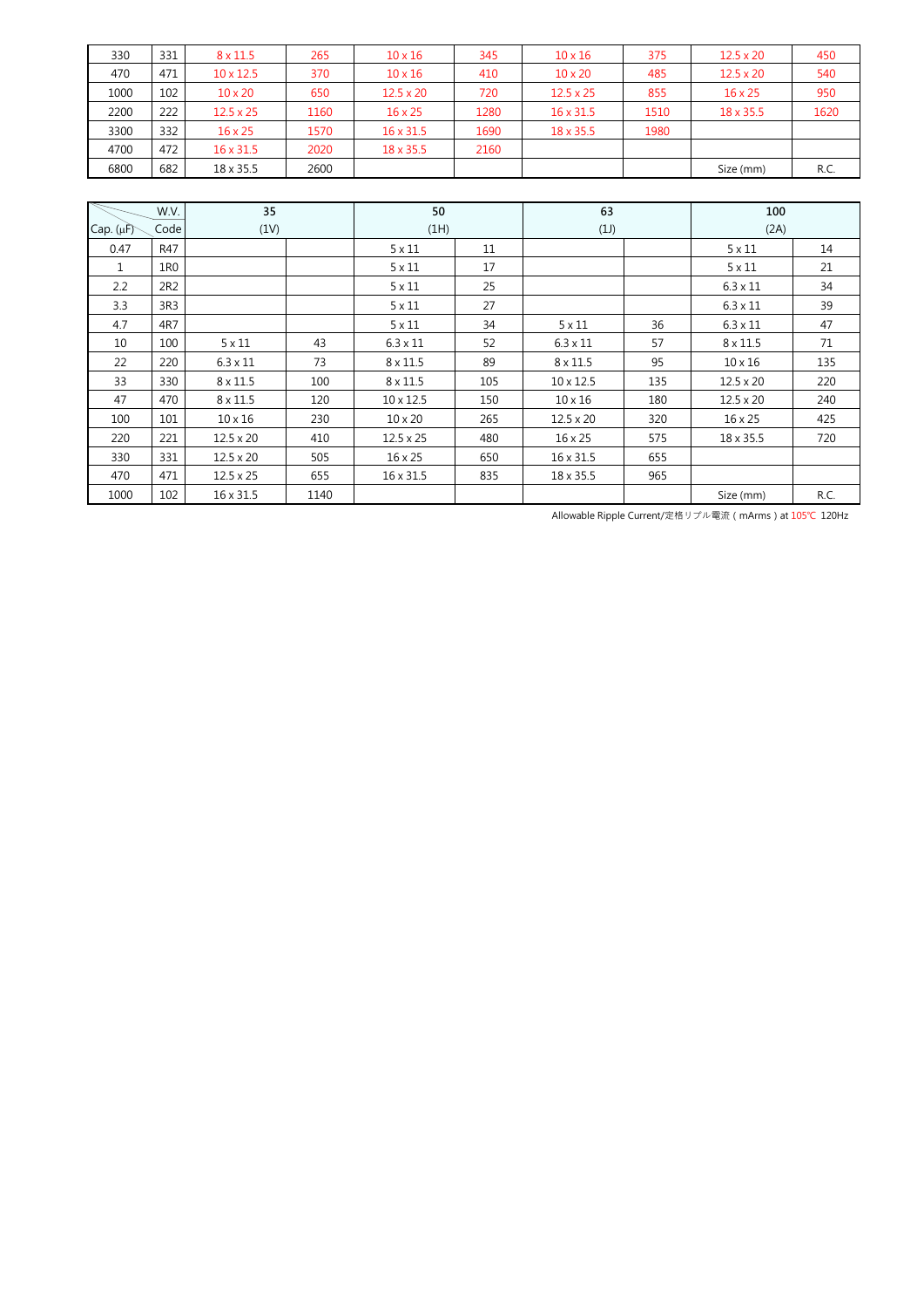| | | | | | | | | | |
|---|---|---|---|---|---|---|---|---|---|
| 330 | 331 | 8 x 11.5 | 265 | 10 x 16 | 345 | 10 x 16 | 375 | 12.5 x 20 | 450 |
| 470 | 471 | 10 x 12.5 | 370 | 10 x 16 | 410 | 10 x 20 | 485 | 12.5 x 20 | 540 |
| 1000 | 102 | 10 x 20 | 650 | 12.5 x 20 | 720 | 12.5 x 25 | 855 | 16 x 25 | 950 |
| 2200 | 222 | 12.5 x 25 | 1160 | 16 x 25 | 1280 | 16 x 31.5 | 1510 | 18 x 35.5 | 1620 |
| 3300 | 332 | 16 x 25 | 1570 | 16 x 31.5 | 1690 | 18 x 35.5 | 1980 | | |
| 4700 | 472 | 16 x 31.5 | 2020 | 18 x 35.5 | 2160 | | | | |
| 6800 | 682 | 18 x 35.5 | 2600 | | | | | Size (mm) | R.C. |

| Cap. (μF) | W.V. / Code | 35 (1V) | | 50 (1H) | | 63 (1J) | | 100 (2A) | |
|---|---|---|---|---|---|---|---|---|---|
| 0.47 | R47 | | | 5 x 11 | 11 | | | 5 x 11 | 14 |
| 1 | 1R0 | | | 5 x 11 | 17 | | | 5 x 11 | 21 |
| 2.2 | 2R2 | | | 5 x 11 | 25 | | | 6.3 x 11 | 34 |
| 3.3 | 3R3 | | | 5 x 11 | 27 | | | 6.3 x 11 | 39 |
| 4.7 | 4R7 | | | 5 x 11 | 34 | 5 x 11 | 36 | 6.3 x 11 | 47 |
| 10 | 100 | 5 x 11 | 43 | 6.3 x 11 | 52 | 6.3 x 11 | 57 | 8 x 11.5 | 71 |
| 22 | 220 | 6.3 x 11 | 73 | 8 x 11.5 | 89 | 8 x 11.5 | 95 | 10 x 16 | 135 |
| 33 | 330 | 8 x 11.5 | 100 | 8 x 11.5 | 105 | 10 x 12.5 | 135 | 12.5 x 20 | 220 |
| 47 | 470 | 8 x 11.5 | 120 | 10 x 12.5 | 150 | 10 x 16 | 180 | 12.5 x 20 | 240 |
| 100 | 101 | 10 x 16 | 230 | 10 x 20 | 265 | 12.5 x 20 | 320 | 16 x 25 | 425 |
| 220 | 221 | 12.5 x 20 | 410 | 12.5 x 25 | 480 | 16 x 25 | 575 | 18 x 35.5 | 720 |
| 330 | 331 | 12.5 x 20 | 505 | 16 x 25 | 650 | 16 x 31.5 | 655 | | |
| 470 | 471 | 12.5 x 25 | 655 | 16 x 31.5 | 835 | 18 x 35.5 | 965 | | |
| 1000 | 102 | 16 x 31.5 | 1140 | | | | | Size (mm) | R.C. |

Allowable Ripple Current/定格リプル電流（mArms）at 105℃ 120Hz